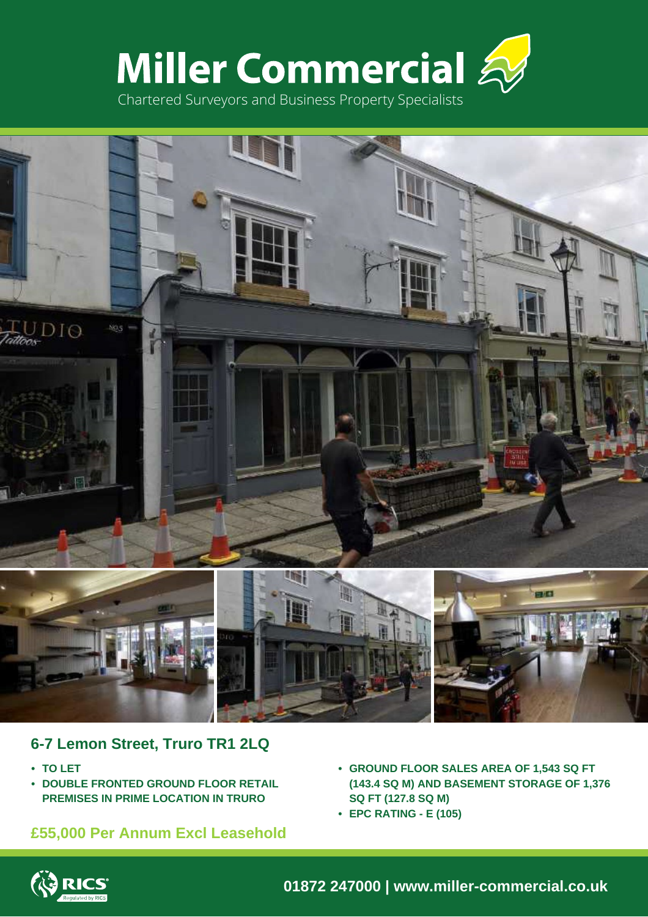# Miller Commercial

Chartered Surveyors and Business Property Specialists

## 6-7 Lemon Street, Truro TR1 2LQ

- TO LET
- DOUBLE FRONTED GROUND FLOOR RETAIL PREMISES IN PRIME LOCATION IN TRURO

**£55,000 Per Annum Excl Leasehold**

- GROUND FLOOR SALES AREA OF 1,543 SQ FT (143.4 SQ M) AND BASEMENT STORAGE OF 1,376 SQ FT (127.8 SQ M)
- EPC RATING - E (105)

RICS Regulated by RICS

**01872 247000 | www.miller-commercial.co.uk**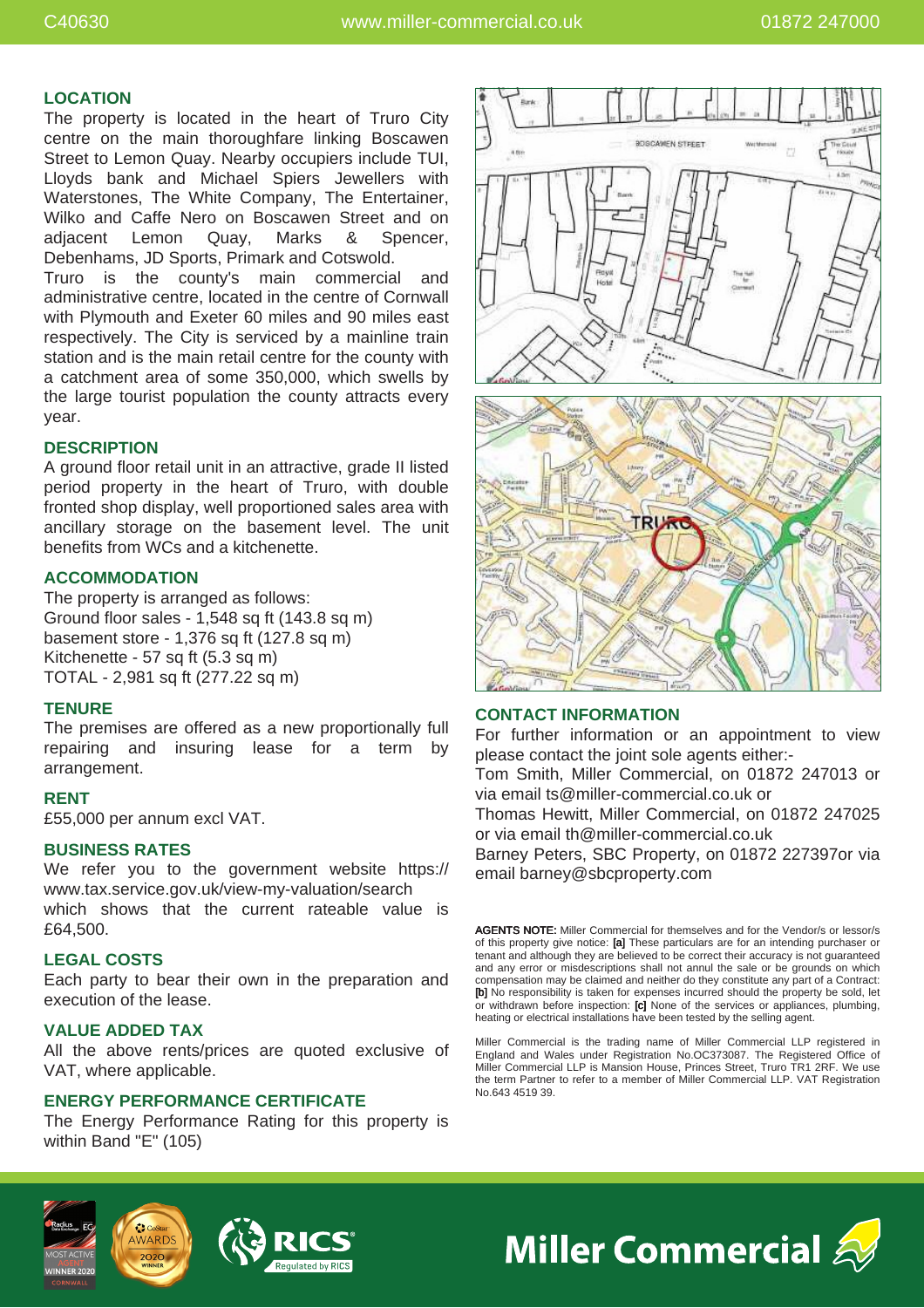## LOCATION

The property is located in the heart of Truro City centre on the main thoroughfare linking Boscawen Street to Lemon Quay. Nearby occupiers include TUI, Lloyds bank and Michael Spiers Jewellers with Waterstones, The White Company, The Entertainer, Wilko and Caffe Nero on Boscawen Street and on adjacent Lemon Quay, Marks & Spencer, Debenhams, JD Sports, Primark and Cotswold.

Truro is the county's main commercial and administrative centre, located in the centre of Cornwall with Plymouth and Exeter 60 miles and 90 miles east respectively. The City is serviced by a mainline train station and is the main retail centre for the county with a catchment area of some 350,000, which swells by the large tourist population the county attracts every year.

## DESCRIPTION

A ground floor retail unit in an attractive, grade II listed period property in the heart of Truro, with double fronted shop display, well proportioned sales area with ancillary storage on the basement level. The unit benefits from WCs and a kitchenette.

## ACCOMMODATION

The property is arranged as follows:
Ground floor sales - 1,548 sq ft (143.8 sq m)
basement store - 1,376 sq ft (127.8 sq m)
Kitchenette - 57 sq ft (5.3 sq m)
TOTAL - 2,981 sq ft (277.22 sq m)

## TENURE

The premises are offered as a new proportionally full repairing and insuring lease for a term by arrangement.

## RENT

£55,000 per annum excl VAT.

## BUSINESS RATES

We refer you to the government website https://www.tax.service.gov.uk/view-my-valuation/search which shows that the current rateable value is £64,500.

## LEGAL COSTS

Each party to bear their own in the preparation and execution of the lease.

## VALUE ADDED TAX

All the above rents/prices are quoted exclusive of VAT, where applicable.

## ENERGY PERFORMANCE CERTIFICATE

The Energy Performance Rating for this property is within Band "E" (105)

## CONTACT INFORMATION

For further information or an appointment to view please contact the joint sole agents either:-
Tom Smith, Miller Commercial, on 01872 247013 or via email ts@miller-commercial.co.uk or
Thomas Hewitt, Miller Commercial, on 01872 247025 or via email th@miller-commercial.co.uk
Barney Peters, SBC Property, on 01872 227397or via email barney@sbcproperty.com

**AGENTS NOTE:** Miller Commercial for themselves and for the Vendor/s or lessor/s of this property give notice: **[a]** These particulars are for an intending purchaser or tenant and although they are believed to be correct their accuracy is not guaranteed and any error or misdescriptions shall not annul the sale or be grounds on which compensation may be claimed and neither do they constitute any part of a Contract: **[b]** No responsibility is taken for expenses incurred should the property be sold, let or withdrawn before inspection: **[c]** None of the services or appliances, plumbing, heating or electrical installations have been tested by the selling agent.

Miller Commercial is the trading name of Miller Commercial LLP registered in England and Wales under Registration No.OC373087. The Registered Office of Miller Commercial LLP is Mansion House, Princes Street, Truro TR1 2RF. We use the term Partner to refer to a member of Miller Commercial LLP. VAT Registration No.643 4519 39.